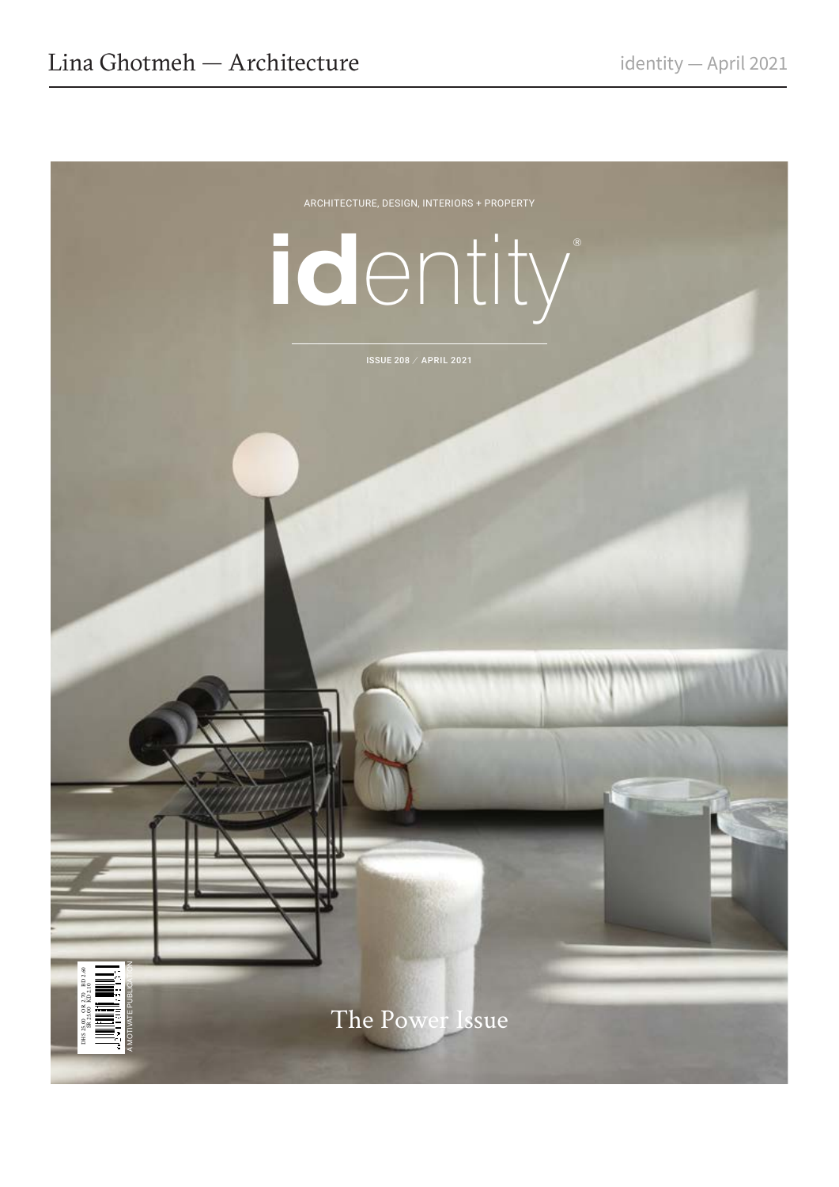ARCHITECTURE, DESIGN, INTERIORS + PROPERTY

# identity

ISSUE 208 / APRIL 2021

The Power Issue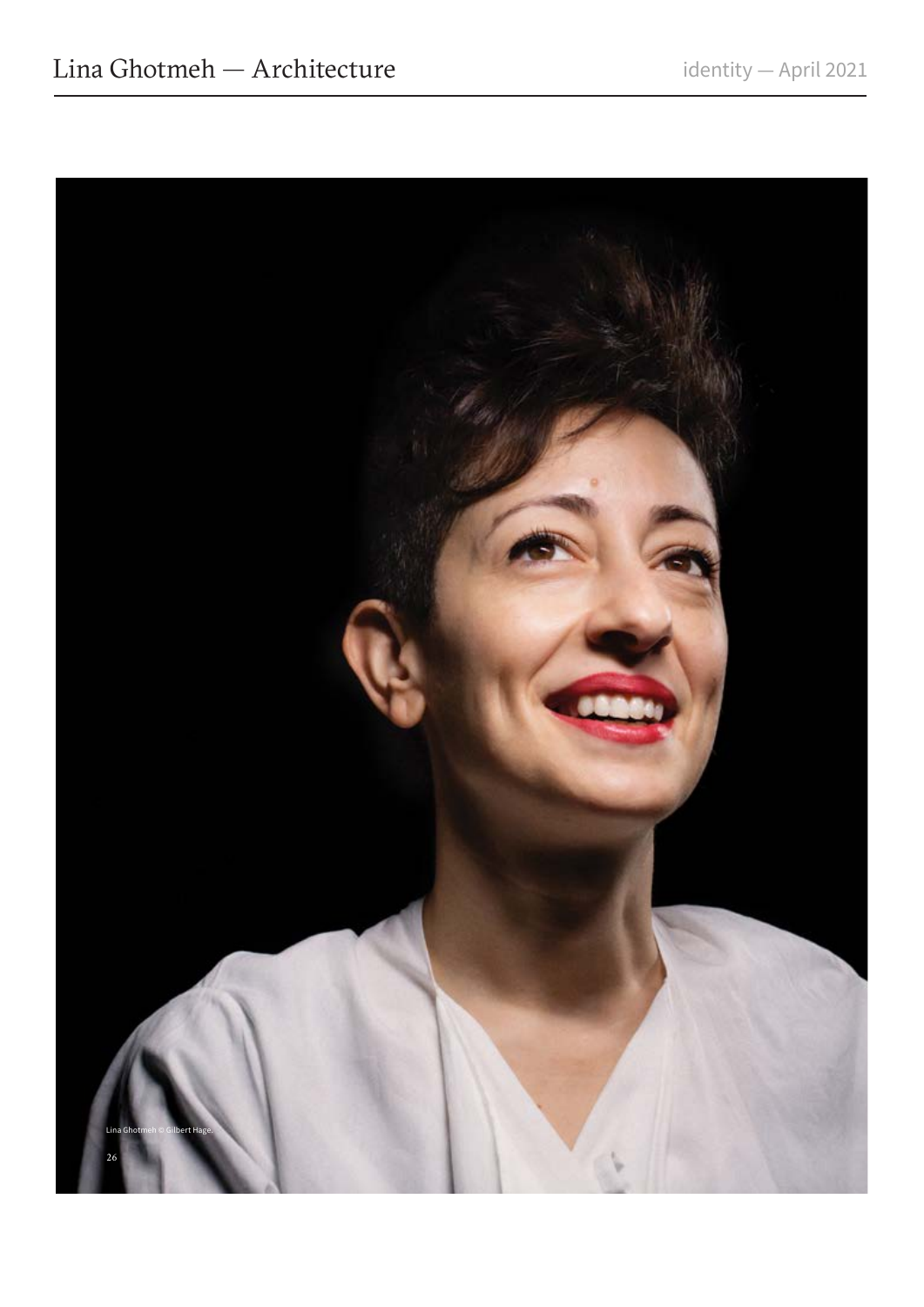Lina Ghotmeh © Gilbert Hage.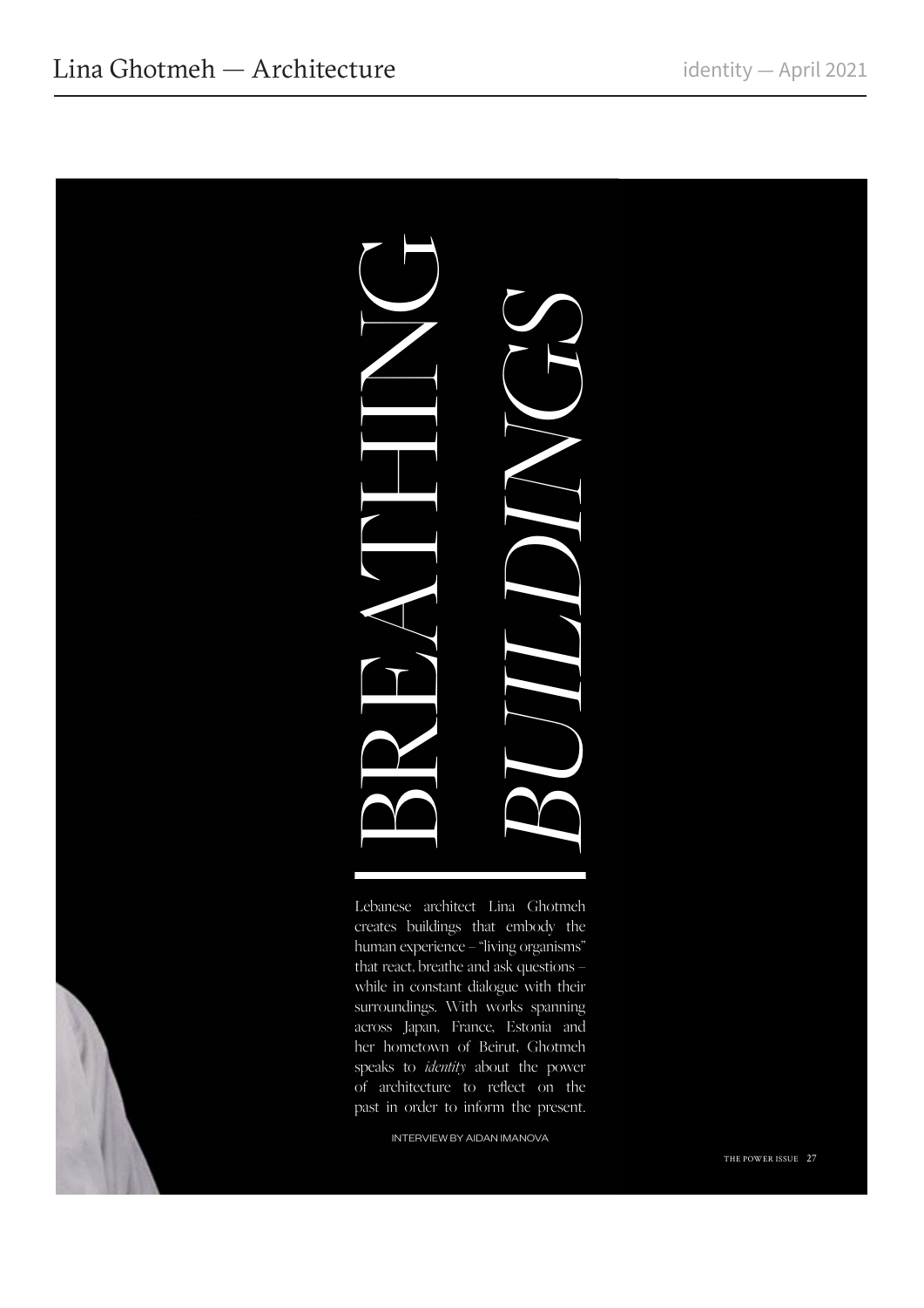# BREATHING *BUILDINGS*

Lebanese architect Lina Ghotmeh creates buildings that embody the human experience – "living organisms" that react, breathe and ask questions – while in constant dialogue with their surroundings. With works spanning across Japan, France, Estonia and her hometown of Beirut, Ghotmeh speaks to *identity* about the power of architecture to reflect on the past in order to inform the present.

INTERVIEW BY AIDAN IMANOVA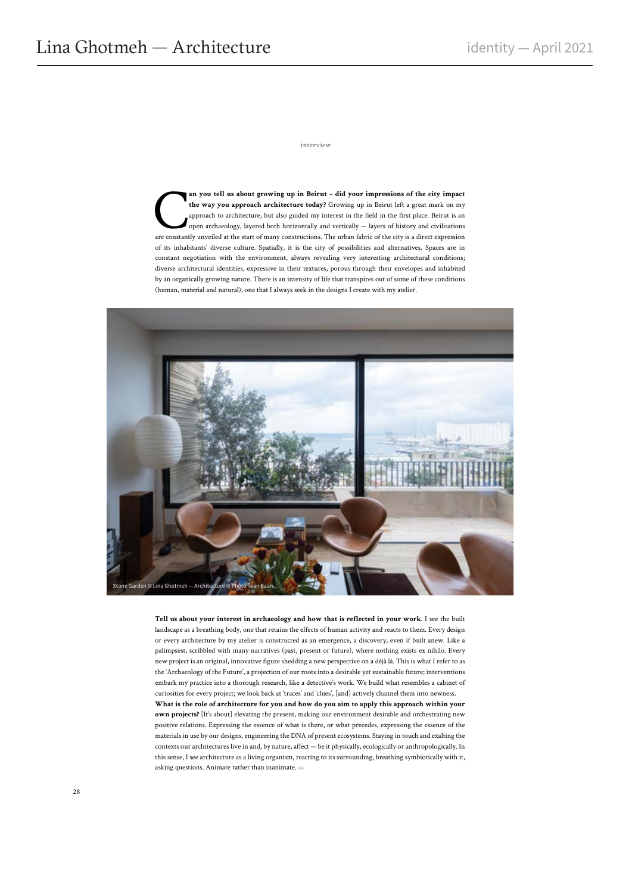interview

**Can you tell us about growing up in Beirut – did your impressions of the city impact the way you approach architecture today?** Growing up in Beirut left a great mark on my approach to architecture, but also guided my interest in the field in the first place. Beirut is an open archaeology, layered both horizontally and vertically — layers of history and civilisations are constantly unveiled at the start of many constructions. The urban fabric of the city is a direct expression of its inhabitants' diverse culture. Spatially, it is the city of possibilities and alternatives. Spaces are in constant negotiation with the environment, always revealing very interesting architectural conditions; diverse architectural identities, expressive in their textures, porous through their envelopes and inhabited by an organically growing nature. There is an intensity of life that transpires out of some of these conditions (human, material and natural), one that I always seek in the designs I create with my atelier.

Stone Garden © Lina Ghotmeh — Architecture © Photo Iwan Baan.

**Tell us about your interest in archaeology and how that is reflected in your work.** I see the built landscape as a breathing body, one that retains the effects of human activity and reacts to them. Every design or every architecture by my atelier is constructed as an emergence, a discovery, even if built anew. Like a palimpsest, scribbled with many narratives (past, present or future), where nothing exists ex nihilo. Every new project is an original, innovative figure shedding a new perspective on a déjà là. This is what I refer to as the 'Archaeology of the Future', a projection of our roots into a desirable yet sustainable future; interventions embark my practice into a thorough research, like a detective's work. We build what resembles a cabinet of curiosities for every project; we look back at 'traces' and 'clues', [and] actively channel them into newness.

**What is the role of architecture for you and how do you aim to apply this approach within your own projects?** [It's about] elevating the present, making our environment desirable and orchestrating new positive relations. Expressing the essence of what is there, or what precedes, expressing the essence of the materials in use by our designs, engineering the DNA of present ecosystems. Staying in touch and exalting the contexts our architectures live in and, by nature, affect — be it physically, ecologically or anthropologically. In this sense, I see architecture as a living organism, reacting to its surrounding, breathing symbiotically with it, asking questions. Animate rather than inanimate.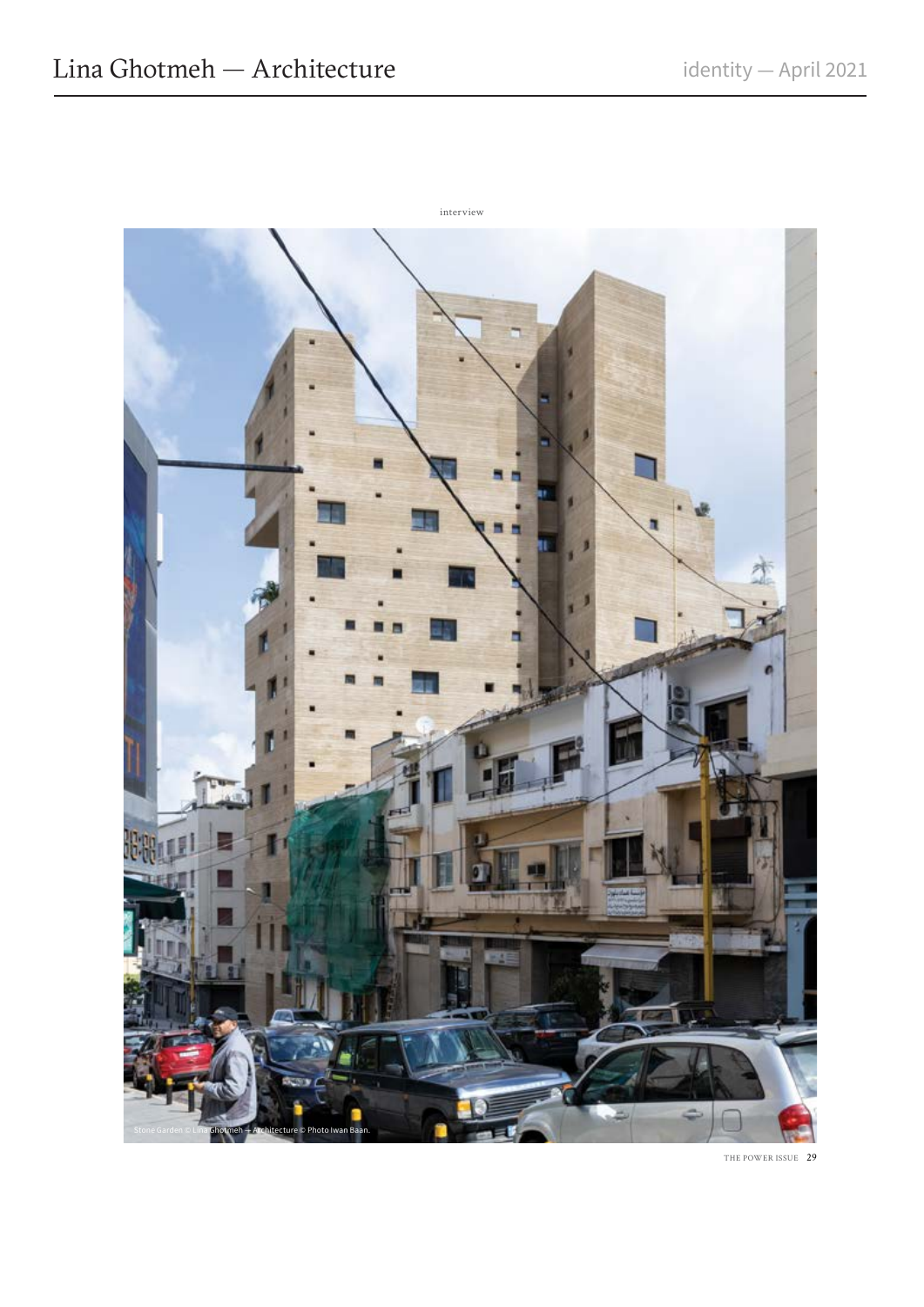interview

Stone Garden © Lina Ghotmeh — Architecture © Photo Iwan Baan.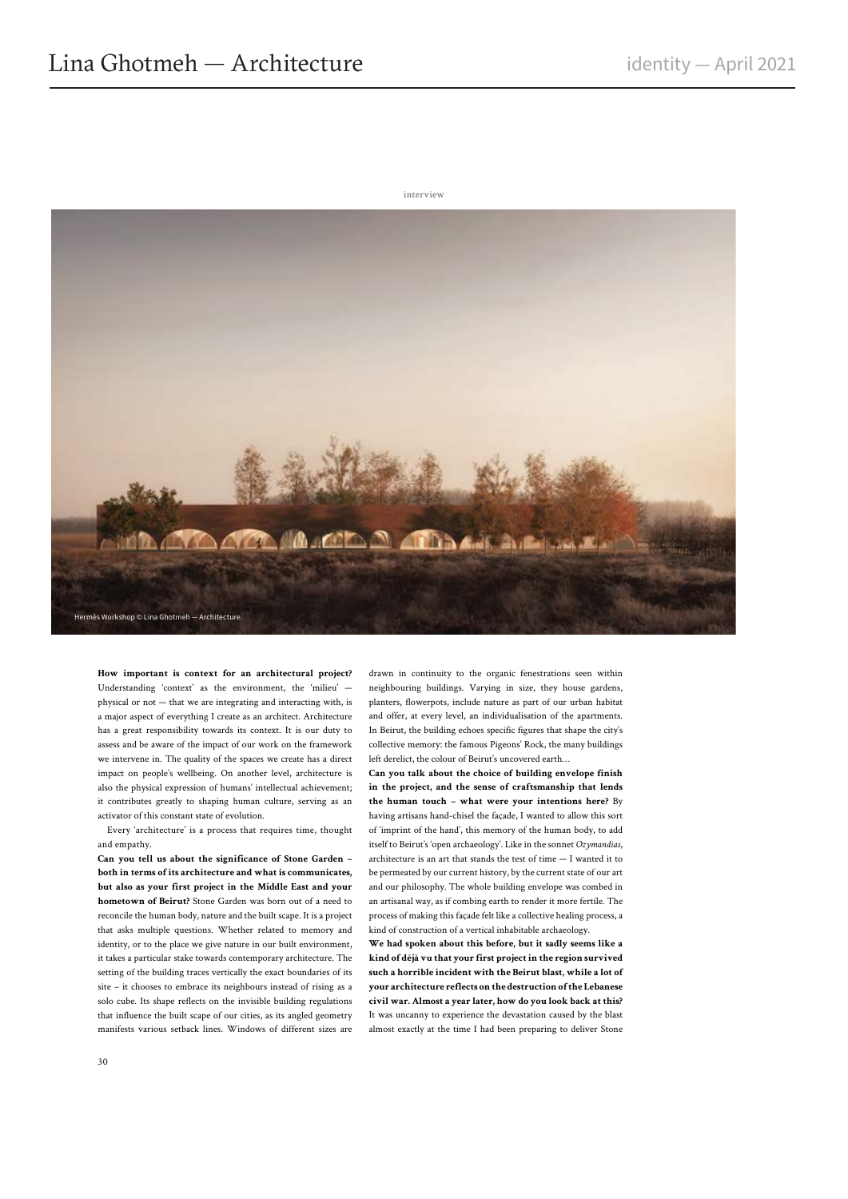interview

Hermès Workshop © Lina Ghotmeh — Architecture.

**How important is context for an architectural project?** Understanding 'context' as the environment, the 'milieu' — physical or not — that we are integrating and interacting with, is a major aspect of everything I create as an architect. Architecture has a great responsibility towards its context. It is our duty to assess and be aware of the impact of our work on the framework we intervene in. The quality of the spaces we create has a direct impact on people's wellbeing. On another level, architecture is also the physical expression of humans' intellectual achievement; it contributes greatly to shaping human culture, serving as an activator of this constant state of evolution.

Every 'architecture' is a process that requires time, thought and empathy.

**Can you tell us about the significance of Stone Garden – both in terms of its architecture and what is communicates, but also as your first project in the Middle East and your hometown of Beirut?** Stone Garden was born out of a need to reconcile the human body, nature and the built scape. It is a project that asks multiple questions. Whether related to memory and identity, or to the place we give nature in our built environment, it takes a particular stake towards contemporary architecture. The setting of the building traces vertically the exact boundaries of its site – it chooses to embrace its neighbours instead of rising as a solo cube. Its shape reflects on the invisible building regulations that influence the built scape of our cities, as its angled geometry manifests various setback lines. Windows of different sizes are drawn in continuity to the organic fenestrations seen within neighbouring buildings. Varying in size, they house gardens, planters, flowerpots, include nature as part of our urban habitat and offer, at every level, an individualisation of the apartments. In Beirut, the building echoes specific figures that shape the city's collective memory: the famous Pigeons' Rock, the many buildings left derelict, the colour of Beirut's uncovered earth…

**Can you talk about the choice of building envelope finish in the project, and the sense of craftsmanship that lends the human touch – what were your intentions here?** By having artisans hand-chisel the façade, I wanted to allow this sort of 'imprint of the hand', this memory of the human body, to add itself to Beirut's 'open archaeology'. Like in the sonnet *Ozymandias*, architecture is an art that stands the test of time — I wanted it to be permeated by our current history, by the current state of our art and our philosophy. The whole building envelope was combed in an artisanal way, as if combing earth to render it more fertile. The process of making this façade felt like a collective healing process, a kind of construction of a vertical inhabitable archaeology.

**We had spoken about this before, but it sadly seems like a kind of déjà vu that your first project in the region survived such a horrible incident with the Beirut blast, while a lot of your architecture reflects on the destruction of the Lebanese civil war. Almost a year later, how do you look back at this?** It was uncanny to experience the devastation caused by the blast almost exactly at the time I had been preparing to deliver Stone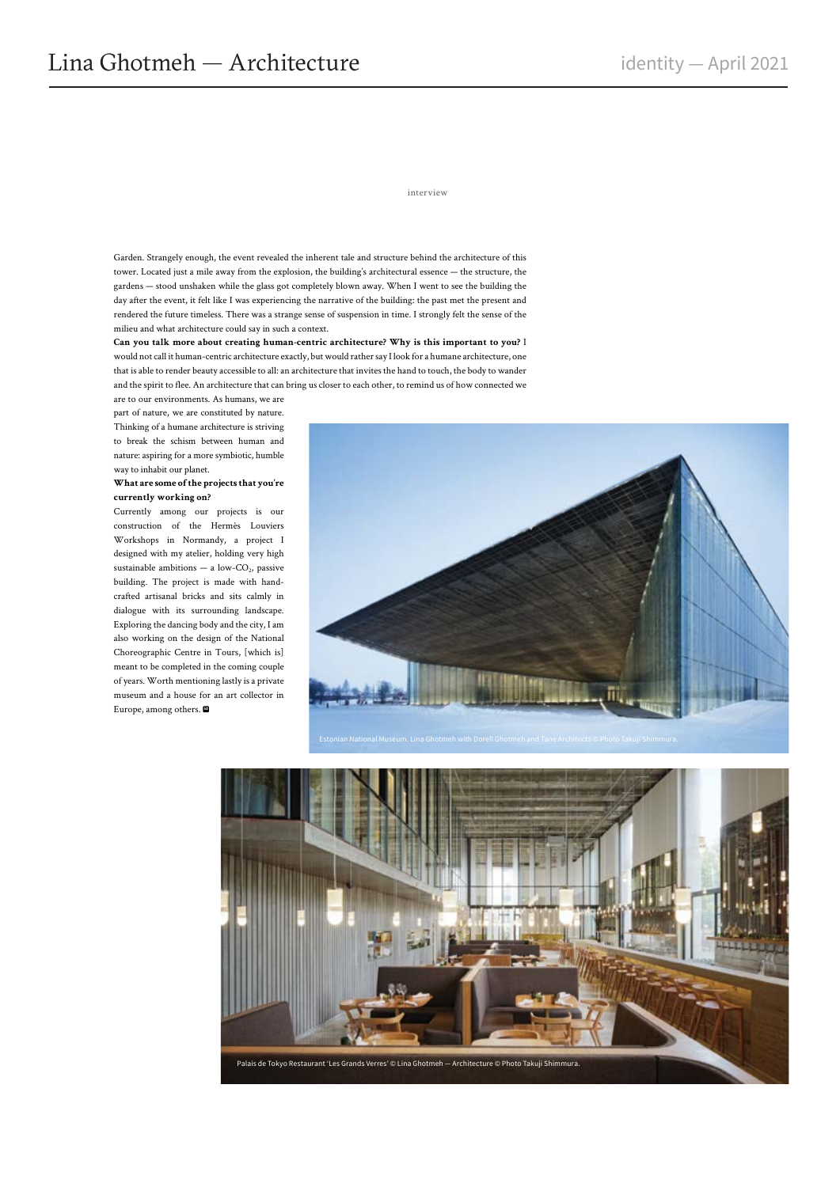interview

Garden. Strangely enough, the event revealed the inherent tale and structure behind the architecture of this tower. Located just a mile away from the explosion, the building's architectural essence — the structure, the gardens — stood unshaken while the glass got completely blown away. When I went to see the building the day after the event, it felt like I was experiencing the narrative of the building: the past met the present and rendered the future timeless. There was a strange sense of suspension in time. I strongly felt the sense of the milieu and what architecture could say in such a context.

**Can you talk more about creating human-centric architecture? Why is this important to you?** I would not call it human-centric architecture exactly, but would rather say I look for a humane architecture, one that is able to render beauty accessible to all: an architecture that invites the hand to touch, the body to wander and the spirit to flee. An architecture that can bring us closer to each other, to remind us of how connected we are to our environments. As humans, we are part of nature, we are constituted by nature. Thinking of a humane architecture is striving to break the schism between human and nature: aspiring for a more symbiotic, humble way to inhabit our planet.

**What are some of the projects that you're currently working on?**

Currently among our projects is our construction of the Hermès Louviers Workshops in Normandy, a project I designed with my atelier, holding very high sustainable ambitions — a low-$CO_2$, passive building. The project is made with hand-crafted artisanal bricks and sits calmly in dialogue with its surrounding landscape. Exploring the dancing body and the city, I am also working on the design of the National Choreographic Centre in Tours, [which is] meant to be completed in the coming couple of years. Worth mentioning lastly is a private museum and a house for an art collector in Europe, among others.

Estonian National Museum. Lina Ghotmeh with Dorell Ghotmeh and Tane Architects © Photo Takuji Shimmura.

Palais de Tokyo Restaurant 'Les Grands Verres' © Lina Ghotmeh — Architecture © Photo Takuji Shimmura.